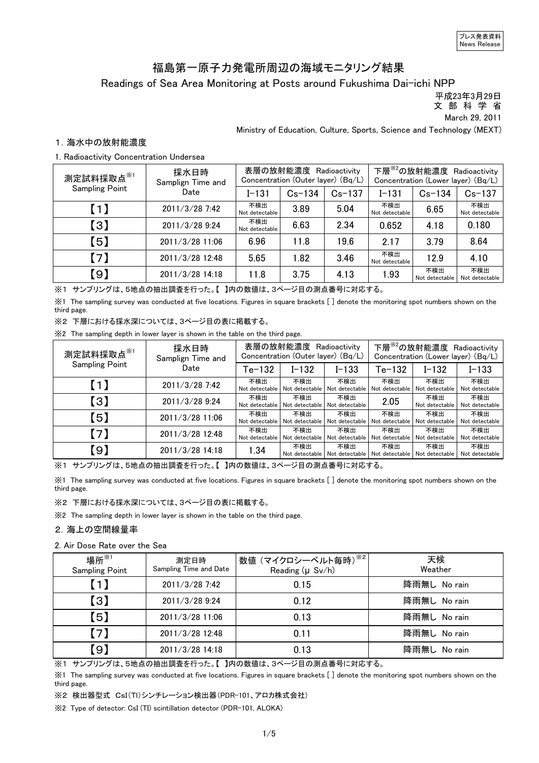プレス発表資料
News Release

# 福島第一原子力発電所周辺の海域モニタリング結果

## Readings of Sea Area Monitoring at Posts around Fukushima Dai-ichi NPP

平成23年3月29日
文 部 科 学 省
March 29, 2011
Ministry of Education, Culture, Sports, Science and Technology (MEXT)

### 1. 海水中の放射能濃度

1. Radioactivity Concentration Undersea

| 測定試料採取点※1 Sampling Point | 採水日時 Samplign Time and Date | 表層の放射能濃度 Radioactivity Concentration (Outer layer) (Bq/L) | | | 下層※2の放射能濃度 Radioactivity Concentration (Lower layer) (Bq/L) | | |
|---|---|---|---|---|---|---|---|
| | | I-131 | Cs-134 | Cs-137 | I-131 | Cs-134 | Cs-137 |
| 【1】 | 2011/3/28 7:42 | 不検出 Not detectable | 3.89 | 5.04 | 不検出 Not detectable | 6.65 | 不検出 Not detectable |
| 【3】 | 2011/3/28 9:24 | 不検出 Not detectable | 6.63 | 2.34 | 0.652 | 4.18 | 0.180 |
| 【5】 | 2011/3/28 11:06 | 6.96 | 11.8 | 19.6 | 2.17 | 3.79 | 8.64 |
| 【7】 | 2011/3/28 12:48 | 5.65 | 1.82 | 3.46 | 不検出 Not detectable | 12.9 | 4.10 |
| 【9】 | 2011/3/28 14:18 | 11.8 | 3.75 | 4.13 | 1.93 | 不検出 Not detectable | 不検出 Not detectable |

※1 サンプリングは、5地点の抽出調査を行った。【 】内の数値は、3ページ目の測点番号に対応する。

※1 The sampling survey was conducted at five locations. Figures in square brackets [ ] denote the monitoring spot numbers shown on the third page.

※2 下層における採水深については、3ページ目の表に掲載する。

※2 The sampling depth in lower layer is shown in the table on the third page.

| 測定試料採取点※1 Sampling Point | 採水日時 Samplign Time and Date | 表層の放射能濃度 Radioactivity Concentration (Outer layer) (Bq/L) | | | 下層※2の放射能濃度 Radioactivity Concentration (Lower layer) (Bq/L) | | |
|---|---|---|---|---|---|---|---|
| | | Te-132 | I-132 | I-133 | Te-132 | I-132 | I-133 |
| 【1】 | 2011/3/28 7:42 | 不検出 Not detectable | 不検出 Not detectable | 不検出 Not detectable | 不検出 Not detectable | 不検出 Not detectable | 不検出 Not detectable |
| 【3】 | 2011/3/28 9:24 | 不検出 Not detectable | 不検出 Not detectable | 不検出 Not detectable | 2.05 | 不検出 Not detectable | 不検出 Not detectable |
| 【5】 | 2011/3/28 11:06 | 不検出 Not detectable | 不検出 Not detectable | 不検出 Not detectable | 不検出 Not detectable | 不検出 Not detectable | 不検出 Not detectable |
| 【7】 | 2011/3/28 12:48 | 不検出 Not detectable | 不検出 Not detectable | 不検出 Not detectable | 不検出 Not detectable | 不検出 Not detectable | 不検出 Not detectable |
| 【9】 | 2011/3/28 14:18 | 1.34 | 不検出 Not detectable | 不検出 Not detectable | 不検出 Not detectable | 不検出 Not detectable | 不検出 Not detectable |

※1 サンプリングは、5地点の抽出調査を行った。【 】内の数値は、3ページ目の測点番号に対応する。

※1 The sampling survey was conducted at five locations. Figures in square brackets [ ] denote the monitoring spot numbers shown on the third page.

※2 下層における採水深については、3ページ目の表に掲載する。

※2 The sampling depth in lower layer is shown in the table on the third page.

### 2. 海上の空間線量率

2. Air Dose Rate over the Sea

| 場所※1 Sampling Point | 測定日時 Sampling Time and Date | 数値（マイクロシーベルト毎時）※2 Reading (μ Sv/h) | 天候 Weather |
|---|---|---|---|
| 【1】 | 2011/3/28 7:42 | 0.15 | 降雨無し No rain |
| 【3】 | 2011/3/28 9:24 | 0.12 | 降雨無し No rain |
| 【5】 | 2011/3/28 11:06 | 0.13 | 降雨無し No rain |
| 【7】 | 2011/3/28 12:48 | 0.11 | 降雨無し No rain |
| 【9】 | 2011/3/28 14:18 | 0.13 | 降雨無し No rain |

※1 サンプリングは、5地点の抽出調査を行った。【 】内の数値は、3ページ目の測点番号に対応する。

※1 The sampling survey was conducted at five locations. Figures in square brackets [ ] denote the monitoring spot numbers shown on the third page.

※2 検出器型式 CsI(Tl)シンチレーション検出器(PDR-101、アロカ株式会社)

※2 Type of detector: CsI (Tl) scintillation detector (PDR-101, ALOKA)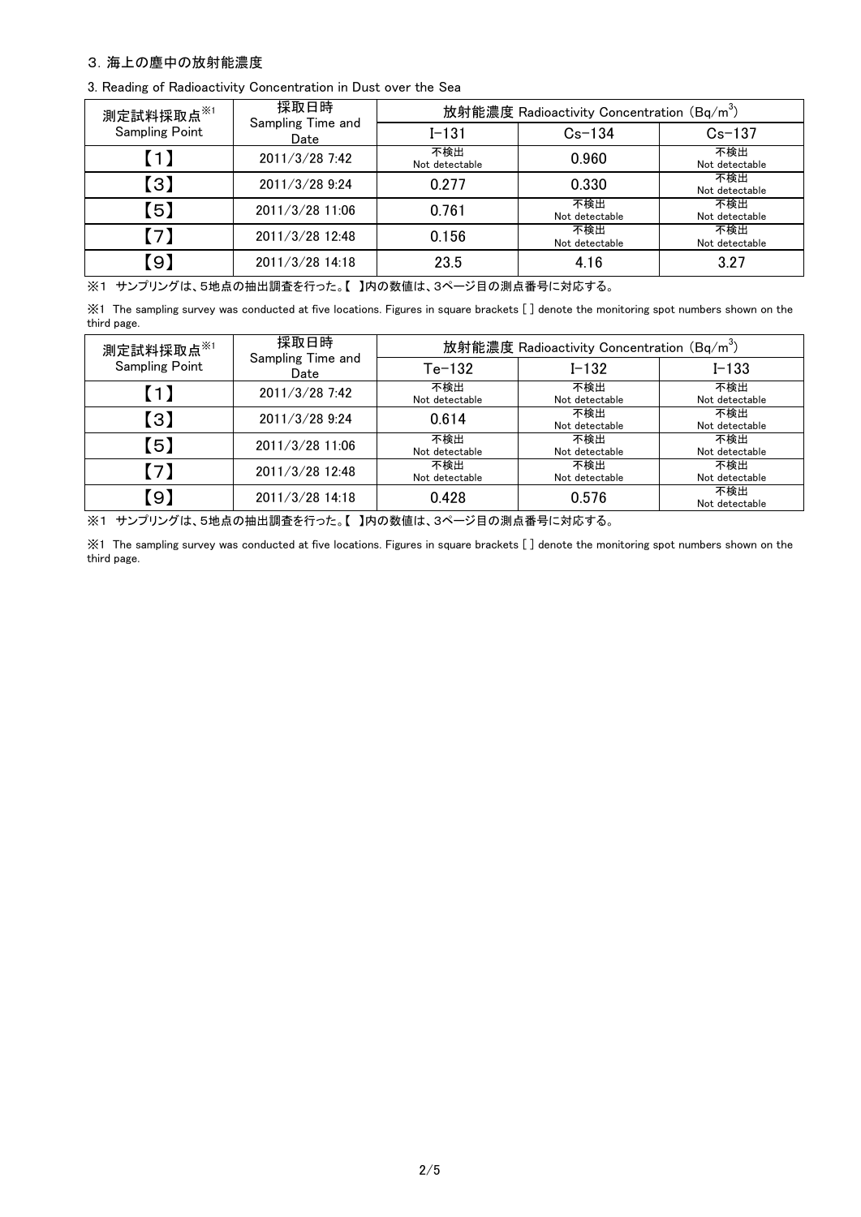## 3. 海上の塵中の放射能濃度

3. Reading of Radioactivity Concentration in Dust over the Sea

| 測定試料採取点※1 Sampling Point | 採取日時 Sampling Time and Date | 放射能濃度 Radioactivity Concentration ($Bq/m^3$) | | |
|---|---|---|---|---|
| | | I−131 | Cs−134 | Cs−137 |
| 【1】 | 2011/3/28 7:42 | 不検出 Not detectable | 0.960 | 不検出 Not detectable |
| 【3】 | 2011/3/28 9:24 | 0.277 | 0.330 | 不検出 Not detectable |
| 【5】 | 2011/3/28 11:06 | 0.761 | 不検出 Not detectable | 不検出 Not detectable |
| 【7】 | 2011/3/28 12:48 | 0.156 | 不検出 Not detectable | 不検出 Not detectable |
| 【9】 | 2011/3/28 14:18 | 23.5 | 4.16 | 3.27 |

※1 サンプリングは、5地点の抽出調査を行った。【 】内の数値は、3ページ目の測点番号に対応する。

※1 The sampling survey was conducted at five locations. Figures in square brackets [ ] denote the monitoring spot numbers shown on the third page.

| 測定試料採取点※1 Sampling Point | 採取日時 Sampling Time and Date | 放射能濃度 Radioactivity Concentration ($Bq/m^3$) | | |
|---|---|---|---|---|
| | | Te−132 | I−132 | I−133 |
| 【1】 | 2011/3/28 7:42 | 不検出 Not detectable | 不検出 Not detectable | 不検出 Not detectable |
| 【3】 | 2011/3/28 9:24 | 0.614 | 不検出 Not detectable | 不検出 Not detectable |
| 【5】 | 2011/3/28 11:06 | 不検出 Not detectable | 不検出 Not detectable | 不検出 Not detectable |
| 【7】 | 2011/3/28 12:48 | 不検出 Not detectable | 不検出 Not detectable | 不検出 Not detectable |
| 【9】 | 2011/3/28 14:18 | 0.428 | 0.576 | 不検出 Not detectable |

※1 サンプリングは、5地点の抽出調査を行った。【 】内の数値は、3ページ目の測点番号に対応する。

※1 The sampling survey was conducted at five locations. Figures in square brackets [ ] denote the monitoring spot numbers shown on the third page.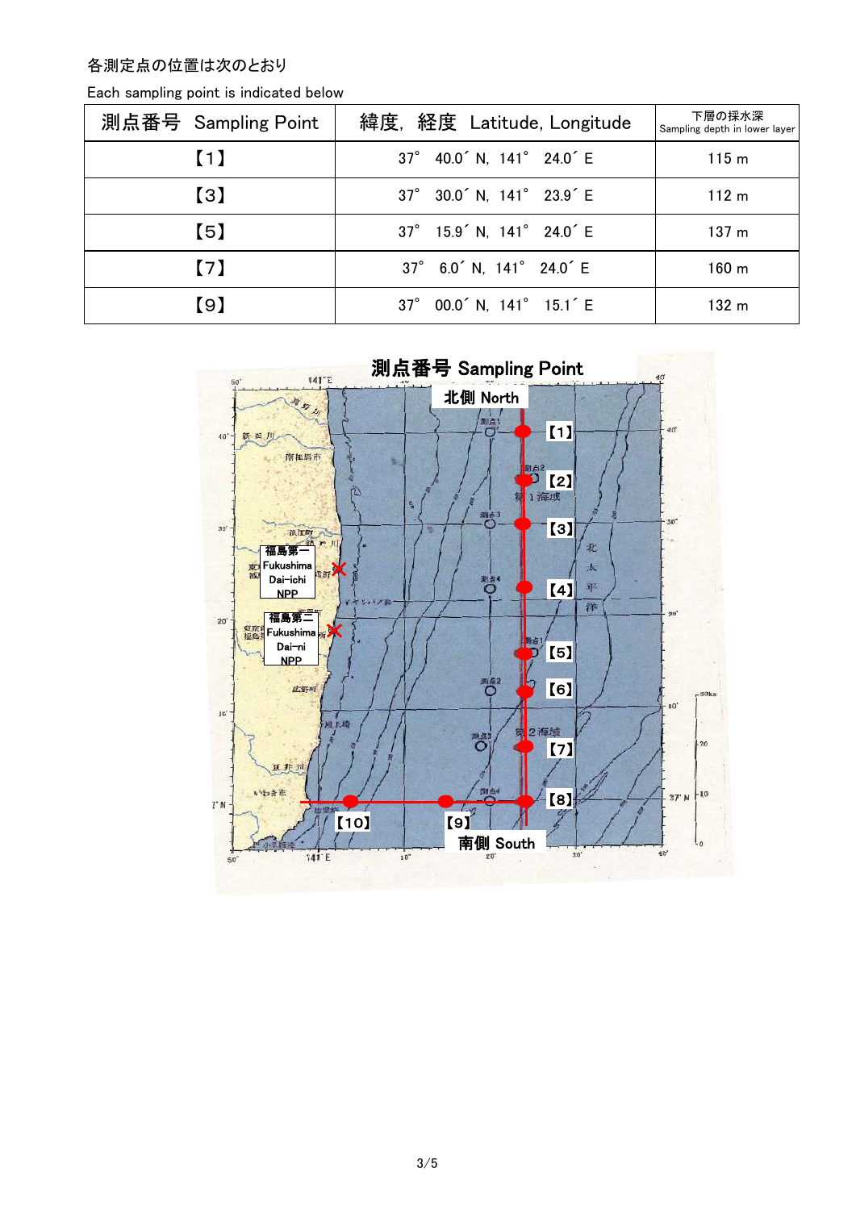各測定点の位置は次のとおり

Each sampling point is indicated below

| 測点番号 Sampling Point | 緯度, 経度 Latitude, Longitude | 下層の採水深 Sampling depth in lower layer |
|---|---|---|
| 【1】 | 37° 40.0´ N, 141° 24.0´ E | 115 m |
| 【3】 | 37° 30.0´ N, 141° 23.9´ E | 112 m |
| 【5】 | 37° 15.9´ N, 141° 24.0´ E | 137 m |
| 【7】 | 37° 6.0´ N, 141° 24.0´ E | 160 m |
| 【9】 | 37° 00.0´ N, 141° 15.1´ E | 132 m |

測点番号 Sampling Point

北側 North

【1】 【2】 【3】 【4】 【5】 【6】 【7】 【8】 【9】 【10】

福島第一 Fukushima Dai-ichi NPP

福島第二 Fukushima Dai-ni NPP

南側 South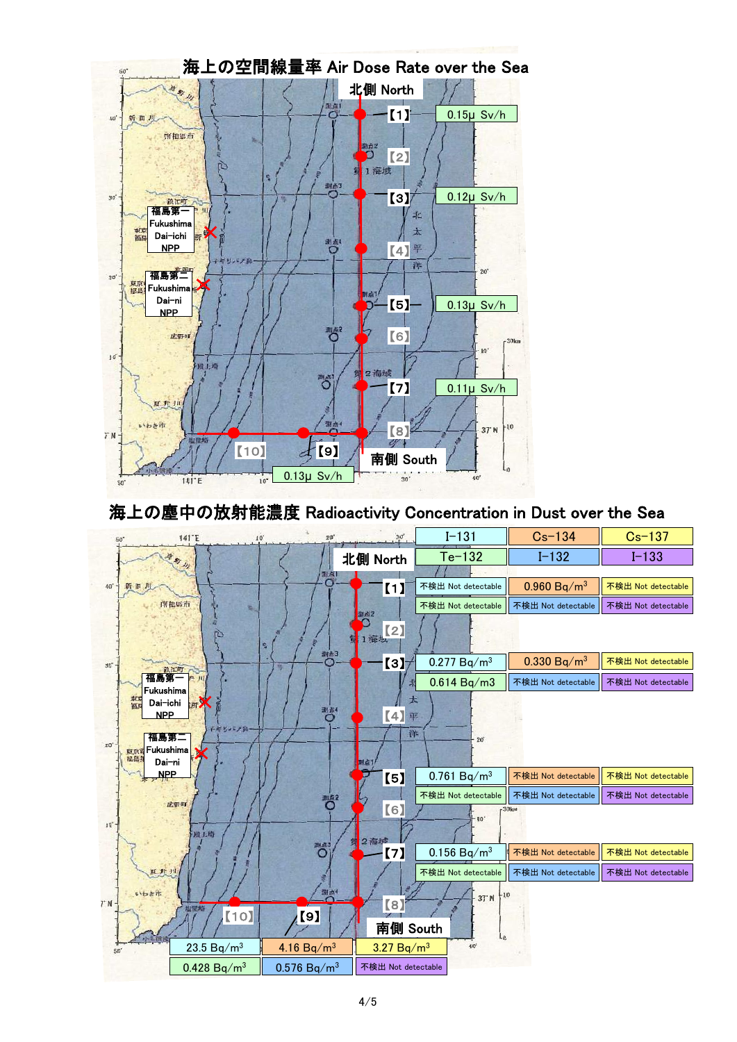# 海上の空間線量率 Air Dose Rate over the Sea

北側 North

南側 South

| Point | Air Dose Rate |
|---|---|
| 【1】 | 0.15μ Sv/h |
| 【3】 | 0.12μ Sv/h |
| 【5】 | 0.13μ Sv/h |
| 【7】 | 0.11μ Sv/h |
| 【9】 | 0.13μ Sv/h |

福島第一 Fukushima Dai-ichi NPP

福島第二 Fukushima Dai-ni NPP

# 海上の塵中の放射能濃度 Radioactivity Concentration in Dust over the Sea

北側 North

南側 South

| Point | I-131 | Cs-134 | Cs-137 | Te-132 | I-132 | I-133 |
|---|---|---|---|---|---|---|
| 【1】 | 不検出 Not detectable | 0.960 Bq/m$^3$ | 不検出 Not detectable | 不検出 Not detectable | 不検出 Not detectable | 不検出 Not detectable |
| 【3】 | 0.277 Bq/m$^3$ | 0.330 Bq/m$^3$ | 不検出 Not detectable | 0.614 Bq/m3 | 不検出 Not detectable | 不検出 Not detectable |
| 【5】 | 0.761 Bq/m$^3$ | 不検出 Not detectable | 不検出 Not detectable | 不検出 Not detectable | 不検出 Not detectable | 不検出 Not detectable |
| 【7】 | 0.156 Bq/m$^3$ | 不検出 Not detectable | 不検出 Not detectable | 不検出 Not detectable | 不検出 Not detectable | 不検出 Not detectable |
| 【9】 | 23.5 Bq/m$^3$ | 4.16 Bq/m$^3$ | 3.27 Bq/m$^3$ | 0.428 Bq/m$^3$ | 0.576 Bq/m$^3$ | 不検出 Not detectable |

福島第一 Fukushima Dai-ichi NPP

福島第二 Fukushima Dai-ni NPP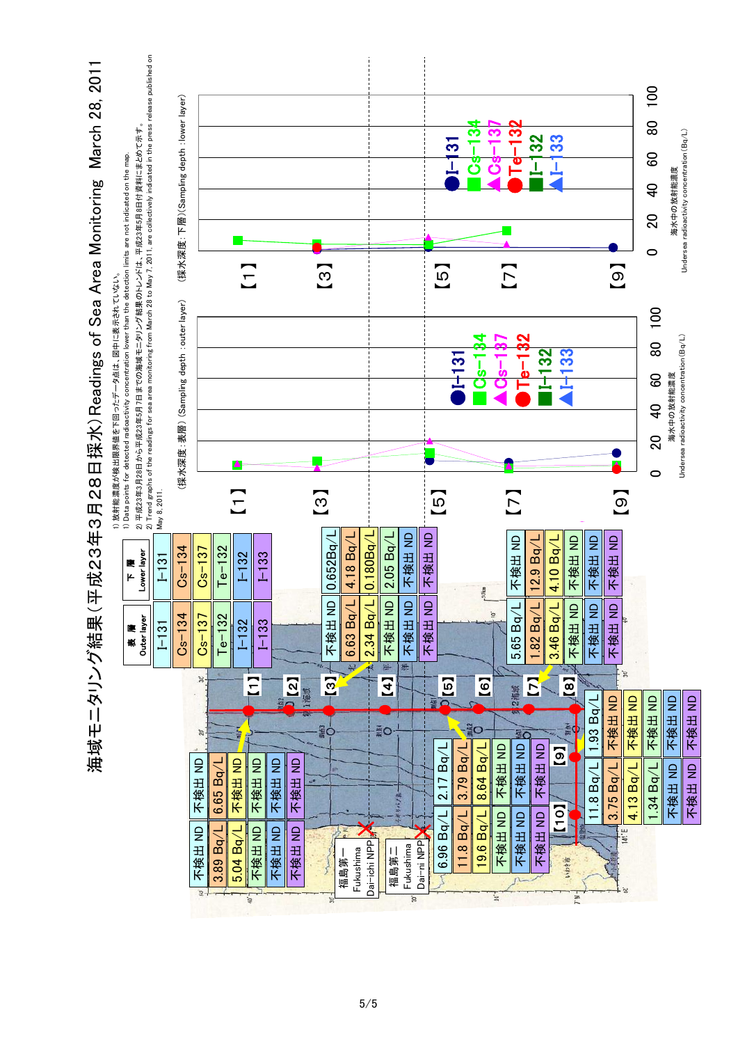# 海域モニタリング結果（平成23年3月28日採水）Readings of Sea Area Monitoring March 28, 2011

1) 放射能濃度が検出限界値を下回ったデータ点は、図中に表示されていない。
1) Data points for detected radioactivity concentration lower than the detection limits are not indicated on the map.
2) 平成23年3月28日から平成23年5月7日までの海域モニタリング結果のトレンドは、平成23年5月8日付資料にまとめて示す。
2) Trend graphs of the readings for sea area monitoring from March 28 to May 7, 2011, are collectively indicated in the press release published on May 8, 2011.

| 表層 Outer layer | 下層 Lower layer |
|---|---|
| I−131 | I−131 |
| Cs−134 | Cs−134 |
| Cs−137 | Cs−137 |
| Te−132 | Te−132 |
| I−132 | I−132 |
| I−133 | I−133 |

**【1】**

| | 表層 Outer layer | 下層 Lower layer |
|---|---|---|
| I−131 | 不検出 ND | 不検出 ND |
| Cs−134 | 3.89 Bq/L | 6.65 Bq/L |
| Cs−137 | 5.04 Bq/L | 不検出 ND |
| Te−132 | 不検出 ND | 不検出 ND |
| I−132 | 不検出 ND | 不検出 ND |
| I−133 | 不検出 ND | 不検出 ND |

**【3】**

| | 表層 Outer layer | 下層 Lower layer |
|---|---|---|
| I−131 | 不検出 ND | 0.652Bq/L |
| Cs−134 | 6.63 Bq/L | 4.18 Bq/L |
| Cs−137 | 2.34 Bq/L | 0.180Bq/L |
| Te−132 | 不検出 ND | 2.05 Bq/L |
| I−132 | 不検出 ND | 不検出 ND |
| I−133 | 不検出 ND | 不検出 ND |

**【5】**

| | 表層 Outer layer | 下層 Lower layer |
|---|---|---|
| I−131 | 6.96 Bq/L | 2.17 Bq/L |
| Cs−134 | 11.8 Bq/L | 3.79 Bq/L |
| Cs−137 | 19.6 Bq/L | 8.64 Bq/L |
| Te−132 | 不検出 ND | 不検出 ND |
| I−132 | 不検出 ND | 不検出 ND |
| I−133 | 不検出 ND | 不検出 ND |

**【7】**

| | 表層 Outer layer | 下層 Lower layer |
|---|---|---|
| I−131 | 5.65 Bq/L | 不検出 ND |
| Cs−134 | 1.82 Bq/L | 12.9 Bq/L |
| Cs−137 | 3.46 Bq/L | 4.10 Bq/L |
| Te−132 | 不検出 ND | 不検出 ND |
| I−132 | 不検出 ND | 不検出 ND |
| I−133 | 不検出 ND | 不検出 ND |

**【9】**

| | 表層 Outer layer | 下層 Lower layer |
|---|---|---|
| I−131 | 11.8 Bq/L | 1.93 Bq/L |
| Cs−134 | 3.75 Bq/L | 不検出 ND |
| Cs−137 | 4.13 Bq/L | 不検出 ND |
| Te−132 | 1.34 Bq/L | 不検出 ND |
| I−132 | 不検出 ND | 不検出 ND |
| I−133 | 不検出 ND | 不検出 ND |

福島第一 Fukushima Dai-ichi NPP

福島第二 Fukushima Dai-ni NPP

（採水深度：表層）(Sampling depth : outer layer)

（採水深度：下層）(Sampling depth : lower layer)

海水中の放射能濃度 Undersea radioactivity concentration (Bq/L)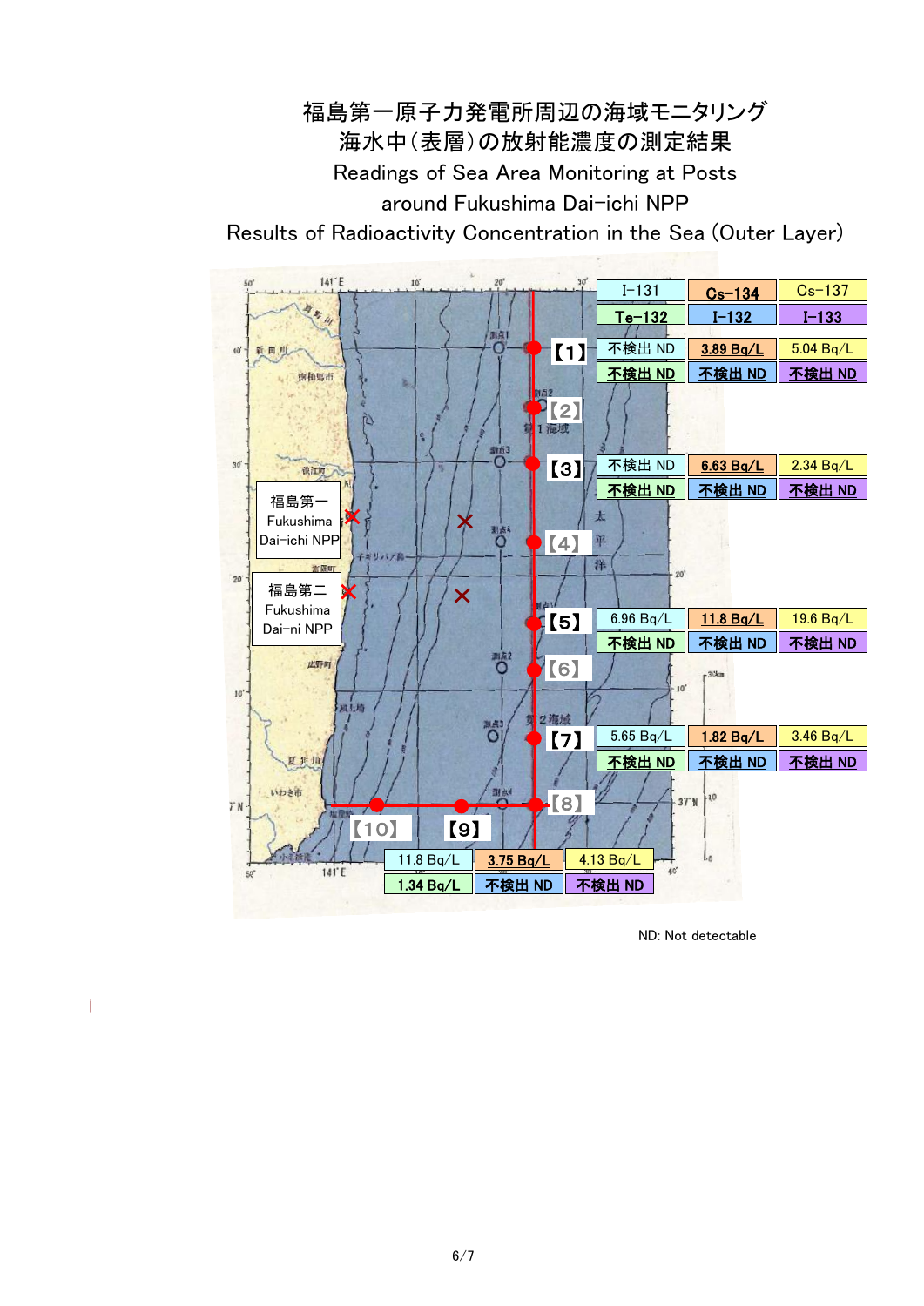# 福島第一原子力発電所周辺の海域モニタリング
# 海水中(表層)の放射能濃度の測定結果

## Readings of Sea Area Monitoring at Posts around Fukushima Dai-ichi NPP

## Results of Radioactivity Concentration in the Sea (Outer Layer)

| Point | I-131 | Cs-134 | Cs-137 | Te-132 | I-132 | I-133 |
|---|---|---|---|---|---|---|
| 【1】 | 不検出 ND | 3.89 Bq/L | 5.04 Bq/L | 不検出 ND | 不検出 ND | 不検出 ND |
| 【3】 | 不検出 ND | 6.63 Bq/L | 2.34 Bq/L | 不検出 ND | 不検出 ND | 不検出 ND |
| 【5】 | 6.96 Bq/L | 11.8 Bq/L | 19.6 Bq/L | 不検出 ND | 不検出 ND | 不検出 ND |
| 【7】 | 5.65 Bq/L | 1.82 Bq/L | 3.46 Bq/L | 不検出 ND | 不検出 ND | 不検出 ND |
| 【9】 | 11.8 Bq/L | 3.75 Bq/L | 4.13 Bq/L | 1.34 Bq/L | 不検出 ND | 不検出 ND |

福島第一 Fukushima Dai-ichi NPP

福島第二 Fukushima Dai-ni NPP

【1】 【2】 【3】 【4】 【5】 【6】 【7】 【8】 【9】 【10】

ND: Not detectable